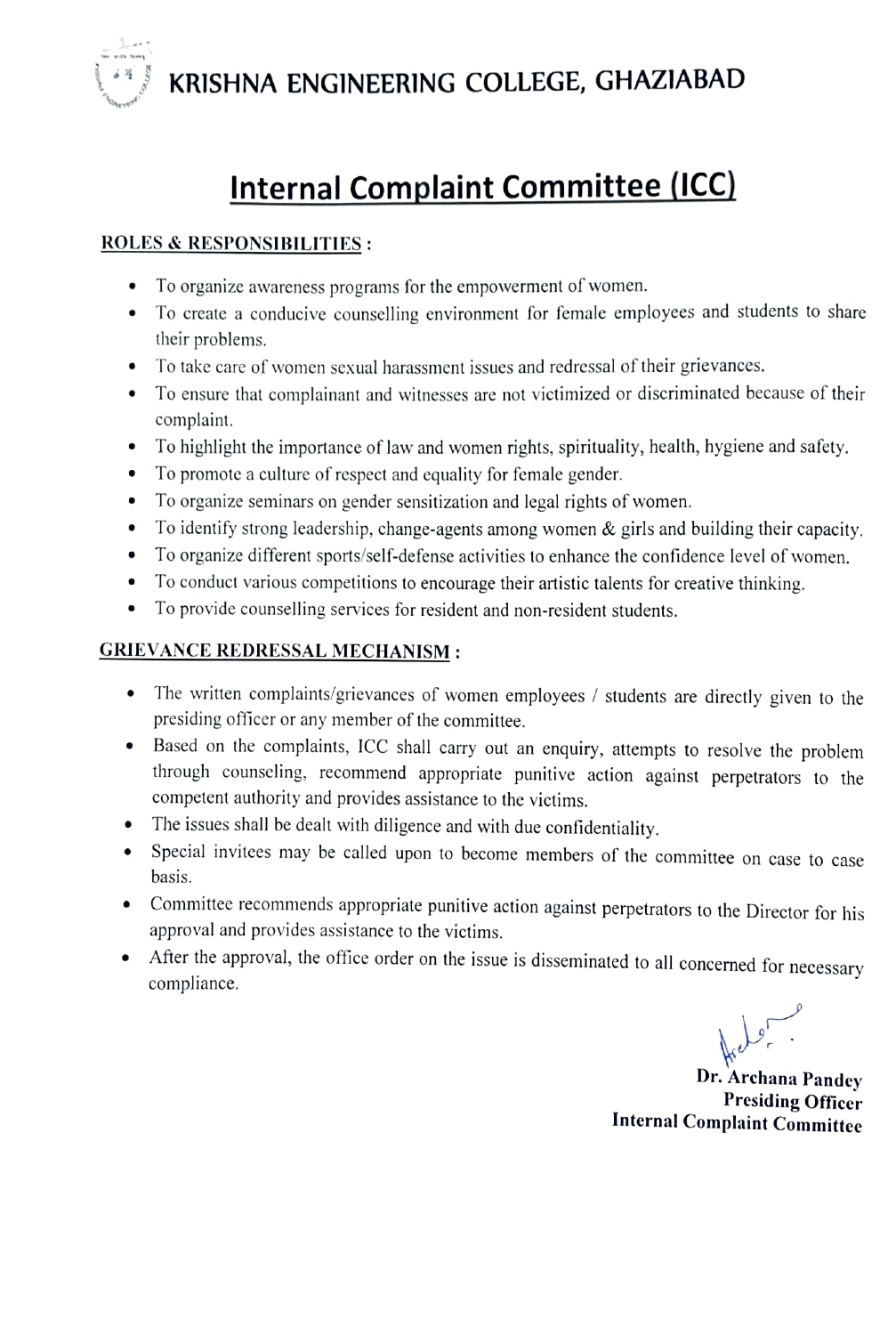# KRISHNA ENGINEERING COLLEGE, GHAZIABAD

## Internal Complaint Committee (ICC)

**ROLES & RESPONSIBILITIES :**

- To organize awareness programs for the empowerment of women.
- To create a conducive counselling environment for female employees and students to share their problems.
- To take care of women sexual harassment issues and redressal of their grievances.
- To ensure that complainant and witnesses are not victimized or discriminated because of their complaint.
- To highlight the importance of law and women rights, spirituality, health, hygiene and safety.
- To promote a culture of respect and equality for female gender.
- To organize seminars on gender sensitization and legal rights of women.
- To identify strong leadership, change-agents among women & girls and building their capacity.
- To organize different sports/self-defense activities to enhance the confidence level of women.
- To conduct various competitions to encourage their artistic talents for creative thinking.
- To provide counselling services for resident and non-resident students.

**GRIEVANCE REDRESSAL MECHANISM :**

- The written complaints/grievances of women employees / students are directly given to the presiding officer or any member of the committee.
- Based on the complaints, ICC shall carry out an enquiry, attempts to resolve the problem through counseling, recommend appropriate punitive action against perpetrators to the competent authority and provides assistance to the victims.
- The issues shall be dealt with diligence and with due confidentiality.
- Special invitees may be called upon to become members of the committee on case to case basis.
- Committee recommends appropriate punitive action against perpetrators to the Director for his approval and provides assistance to the victims.
- After the approval, the office order on the issue is disseminated to all concerned for necessary compliance.

**Dr. Archana Pandey**
**Presiding Officer**
**Internal Complaint Committee**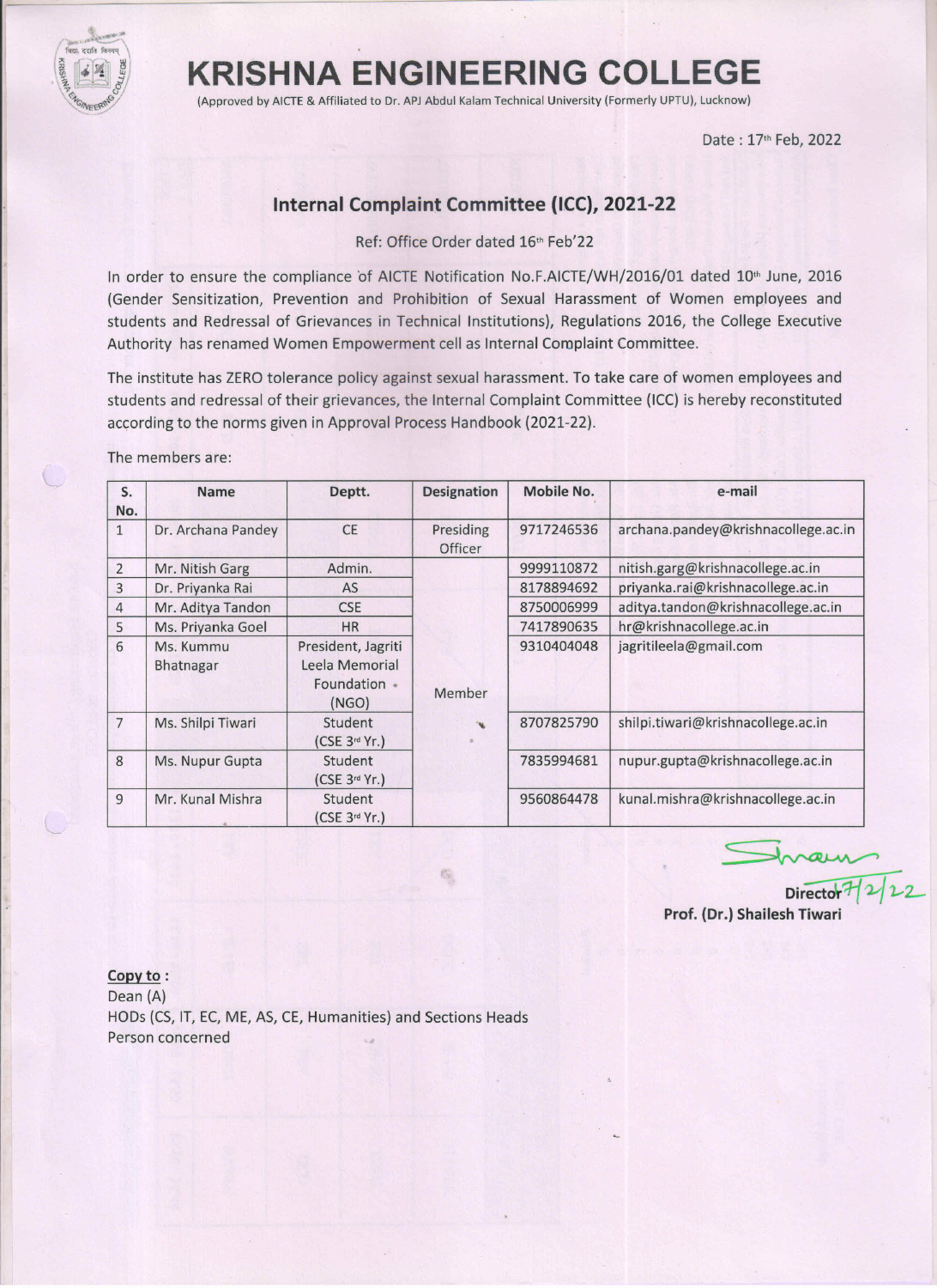# KRISHNA ENGINEERING COLLEGE

(Approved by AICTE & Affiliated to Dr. APJ Abdul Kalam Technical University (Formerly UPTU), Lucknow)

Date : 17th Feb, 2022

## Internal Complaint Committee (ICC), 2021-22

Ref: Office Order dated 16th Feb'22

In order to ensure the compliance of AICTE Notification No.F.AICTE/WH/2016/01 dated 10th June, 2016 (Gender Sensitization, Prevention and Prohibition of Sexual Harassment of Women employees and students and Redressal of Grievances in Technical Institutions), Regulations 2016, the College Executive Authority has renamed Women Empowerment cell as Internal Complaint Committee.

The institute has ZERO tolerance policy against sexual harassment. To take care of women employees and students and redressal of their grievances, the Internal Complaint Committee (ICC) is hereby reconstituted according to the norms given in Approval Process Handbook (2021-22).

The members are:

| S. No. | Name | Deptt. | Designation | Mobile No. | e-mail |
|---|---|---|---|---|---|
| 1 | Dr. Archana Pandey | CE | Presiding Officer | 9717246536 | archana.pandey@krishnacollege.ac.in |
| 2 | Mr. Nitish Garg | Admin. | Member | 9999110872 | nitish.garg@krishnacollege.ac.in |
| 3 | Dr. Priyanka Rai | AS | | 8178894692 | priyanka.rai@krishnacollege.ac.in |
| 4 | Mr. Aditya Tandon | CSE | | 8750006999 | aditya.tandon@krishnacollege.ac.in |
| 5 | Ms. Priyanka Goel | HR | | 7417890635 | hr@krishnacollege.ac.in |
| 6 | Ms. Kummu Bhatnagar | President, Jagriti Leela Memorial Foundation (NGO) | | 9310404048 | jagritileela@gmail.com |
| 7 | Ms. Shilpi Tiwari | Student (CSE 3rd Yr.) | | 8707825790 | shilpi.tiwari@krishnacollege.ac.in |
| 8 | Ms. Nupur Gupta | Student (CSE 3rd Yr.) | | 7835994681 | nupur.gupta@krishnacollege.ac.in |
| 9 | Mr. Kunal Mishra | Student (CSE 3rd Yr.) | | 9560864478 | kunal.mishra@krishnacollege.ac.in |

Director 17/2/22
**Prof. (Dr.) Shailesh Tiwari**

**Copy to :**
Dean (A)
HODs (CS, IT, EC, ME, AS, CE, Humanities) and Sections Heads
Person concerned